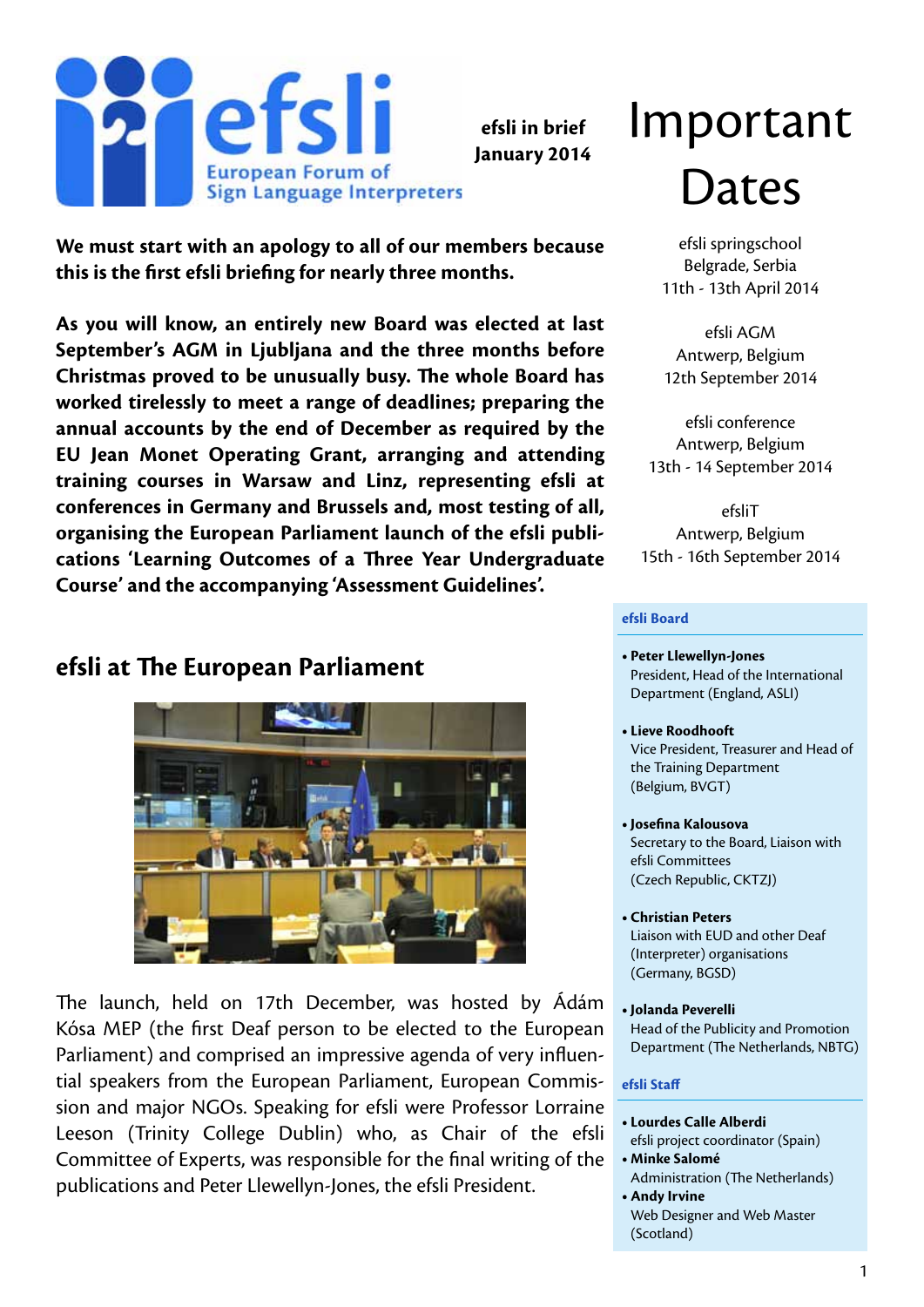# efsli

European Forum of Sign Language Interpreters

**efsli in brief**
**January 2014**

**We must start with an apology to all of our members because this is the first efsli briefing for nearly three months.**

**As you will know, an entirely new Board was elected at last September's AGM in Ljubljana and the three months before Christmas proved to be unusually busy. The whole Board has worked tirelessly to meet a range of deadlines; preparing the annual accounts by the end of December as required by the EU Jean Monet Operating Grant, arranging and attending training courses in Warsaw and Linz, representing efsli at conferences in Germany and Brussels and, most testing of all, organising the European Parliament launch of the efsli publications 'Learning Outcomes of a Three Year Undergraduate Course' and the accompanying 'Assessment Guidelines'.**

## efsli at The European Parliament

The launch, held on 17th December, was hosted by Ádám Kósa MEP (the first Deaf person to be elected to the European Parliament) and comprised an impressive agenda of very influential speakers from the European Parliament, European Commission and major NGOs. Speaking for efsli were Professor Lorraine Leeson (Trinity College Dublin) who, as Chair of the efsli Committee of Experts, was responsible for the final writing of the publications and Peter Llewellyn-Jones, the efsli President.

# Important Dates

efsli springschool
Belgrade, Serbia
11th - 13th April 2014

efsli AGM
Antwerp, Belgium
12th September 2014

efsli conference
Antwerp, Belgium
13th - 14 September 2014

efsliT
Antwerp, Belgium
15th - 16th September 2014

### efsli Board

- **Peter Llewellyn-Jones**
  President, Head of the International Department (England, ASLI)
- **Lieve Roodhooft**
  Vice President, Treasurer and Head of the Training Department (Belgium, BVGT)
- **Josefina Kalousova**
  Secretary to the Board, Liaison with efsli Committees (Czech Republic, CKTZJ)
- **Christian Peters**
  Liaison with EUD and other Deaf (Interpreter) organisations (Germany, BGSD)
- **Jolanda Peverelli**
  Head of the Publicity and Promotion Department (The Netherlands, NBTG)

### efsli Staff

- **Lourdes Calle Alberdi**
  efsli project coordinator (Spain)
- **Minke Salomé**
  Administration (The Netherlands)
- **Andy Irvine**
  Web Designer and Web Master (Scotland)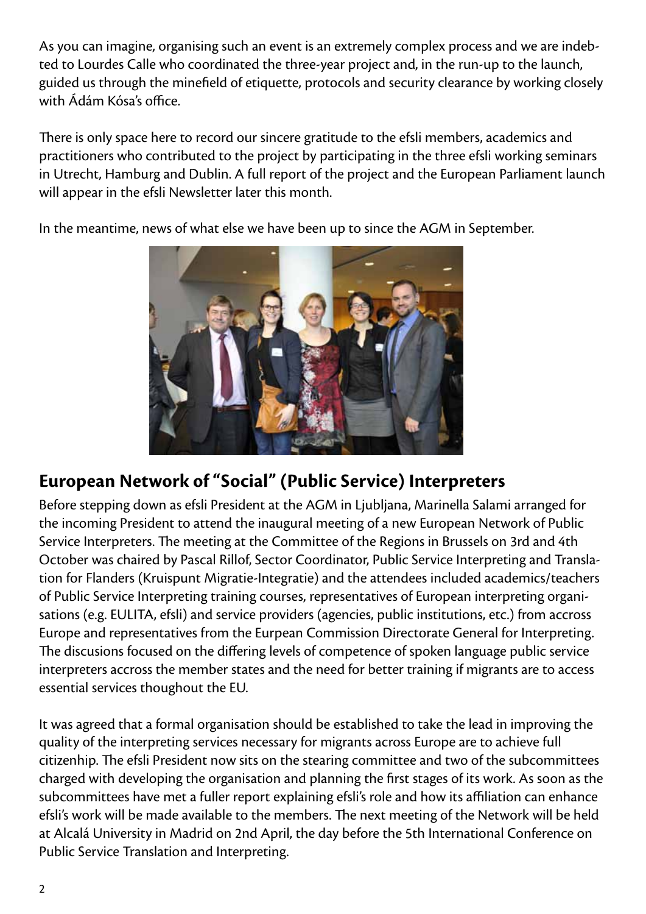As you can imagine, organising such an event is an extremely complex process and we are indebted to Lourdes Calle who coordinated the three-year project and, in the run-up to the launch, guided us through the minefield of etiquette, protocols and security clearance by working closely with Ádám Kósa's office.

There is only space here to record our sincere gratitude to the efsli members, academics and practitioners who contributed to the project by participating in the three efsli working seminars in Utrecht, Hamburg and Dublin. A full report of the project and the European Parliament launch will appear in the efsli Newsletter later this month.

In the meantime, news of what else we have been up to since the AGM in September.

## European Network of "Social" (Public Service) Interpreters

Before stepping down as efsli President at the AGM in Ljubljana, Marinella Salami arranged for the incoming President to attend the inaugural meeting of a new European Network of Public Service Interpreters. The meeting at the Committee of the Regions in Brussels on 3rd and 4th October was chaired by Pascal Rillof, Sector Coordinator, Public Service Interpreting and Translation for Flanders (Kruispunt Migratie-Integratie) and the attendees included academics/teachers of Public Service Interpreting training courses, representatives of European interpreting organisations (e.g. EULITA, efsli) and service providers (agencies, public institutions, etc.) from accross Europe and representatives from the Eurpean Commission Directorate General for Interpreting. The discusions focused on the differing levels of competence of spoken language public service interpreters accross the member states and the need for better training if migrants are to access essential services thoughout the EU.

It was agreed that a formal organisation should be established to take the lead in improving the quality of the interpreting services necessary for migrants across Europe are to achieve full citizenhip. The efsli President now sits on the stearing committee and two of the subcommittees charged with developing the organisation and planning the first stages of its work. As soon as the subcommittees have met a fuller report explaining efsli's role and how its affiliation can enhance efsli's work will be made available to the members. The next meeting of the Network will be held at Alcalá University in Madrid on 2nd April, the day before the 5th International Conference on Public Service Translation and Interpreting.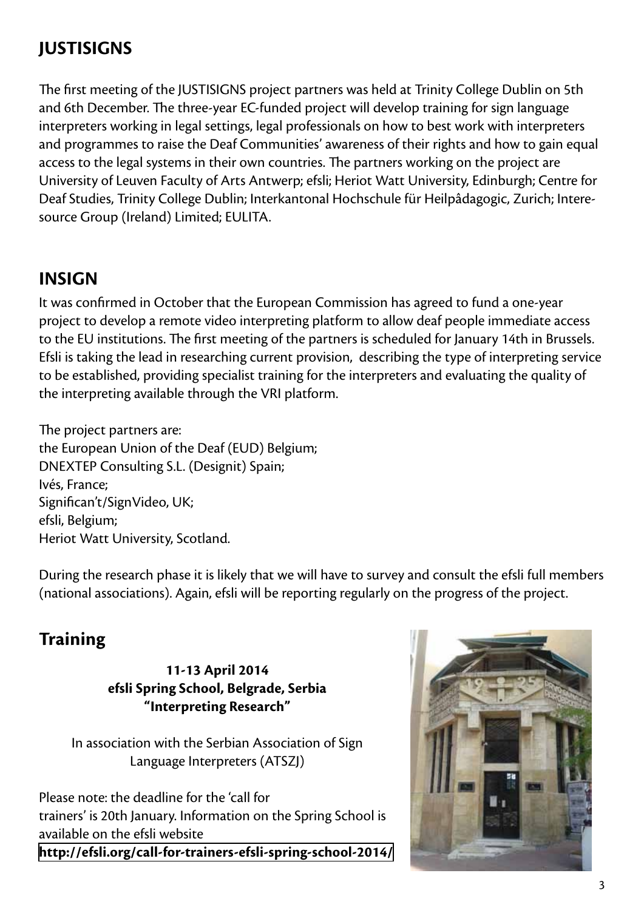## JUSTISIGNS

The first meeting of the JUSTISIGNS project partners was held at Trinity College Dublin on 5th and 6th December. The three-year EC-funded project will develop training for sign language interpreters working in legal settings, legal professionals on how to best work with interpreters and programmes to raise the Deaf Communities' awareness of their rights and how to gain equal access to the legal systems in their own countries. The partners working on the project are University of Leuven Faculty of Arts Antwerp; efsli; Heriot Watt University, Edinburgh; Centre for Deaf Studies, Trinity College Dublin; Interkantonal Hochschule für Heilpâdagogic, Zurich; Interesource Group (Ireland) Limited; EULITA.

## INSIGN

It was confirmed in October that the European Commission has agreed to fund a one-year project to develop a remote video interpreting platform to allow deaf people immediate access to the EU institutions. The first meeting of the partners is scheduled for January 14th in Brussels. Efsli is taking the lead in researching current provision, describing the type of interpreting service to be established, providing specialist training for the interpreters and evaluating the quality of the interpreting available through the VRI platform.

The project partners are:
the European Union of the Deaf (EUD) Belgium;
DNEXTEP Consulting S.L. (Designit) Spain;
Ivés, France;
Significan't/SignVideo, UK;
efsli, Belgium;
Heriot Watt University, Scotland.

During the research phase it is likely that we will have to survey and consult the efsli full members (national associations). Again, efsli will be reporting regularly on the progress of the project.

## Training

**11-13 April 2014**
**efsli Spring School, Belgrade, Serbia**
**"Interpreting Research"**

In association with the Serbian Association of Sign Language Interpreters (ATSZJ)

Please note: the deadline for the 'call for trainers' is 20th January. Information on the Spring School is available on the efsli website
**http://efsli.org/call-for-trainers-efsli-spring-school-2014/**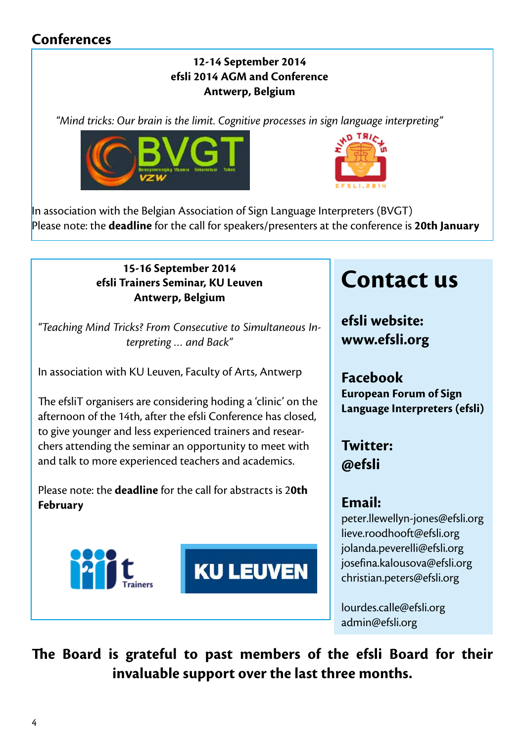## Conferences

**12-14 September 2014**
**efsli 2014 AGM and Conference**
**Antwerp, Belgium**

*"Mind tricks: Our brain is the limit. Cognitive processes in sign language interpreting"*

In association with the Belgian Association of Sign Language Interpreters (BVGT)
Please note: the **deadline** for the call for speakers/presenters at the conference is **20th January**

**15-16 September 2014**
**efsli Trainers Seminar, KU Leuven**
**Antwerp, Belgium**

*"Teaching Mind Tricks? From Consecutive to Simultaneous Interpreting ... and Back"*

In association with KU Leuven, Faculty of Arts, Antwerp

The efsliT organisers are considering hoding a 'clinic' on the afternoon of the 14th, after the efsli Conference has closed, to give younger and less experienced trainers and researchers attending the seminar an opportunity to meet with and talk to more experienced teachers and academics.

Please note: the **deadline** for the call for abstracts is 2**0th February**

# Contact us

**efsli website:**
**www.efsli.org**

**Facebook**
**European Forum of Sign Language Interpreters (efsli)**

**Twitter:**
**@efsli**

**Email:**
peter.llewellyn-jones@efsli.org
lieve.roodhooft@efsli.org
jolanda.peverelli@efsli.org
josefina.kalousova@efsli.org
christian.peters@efsli.org

lourdes.calle@efsli.org
admin@efsli.org

**The Board is grateful to past members of the efsli Board for their invaluable support over the last three months.**